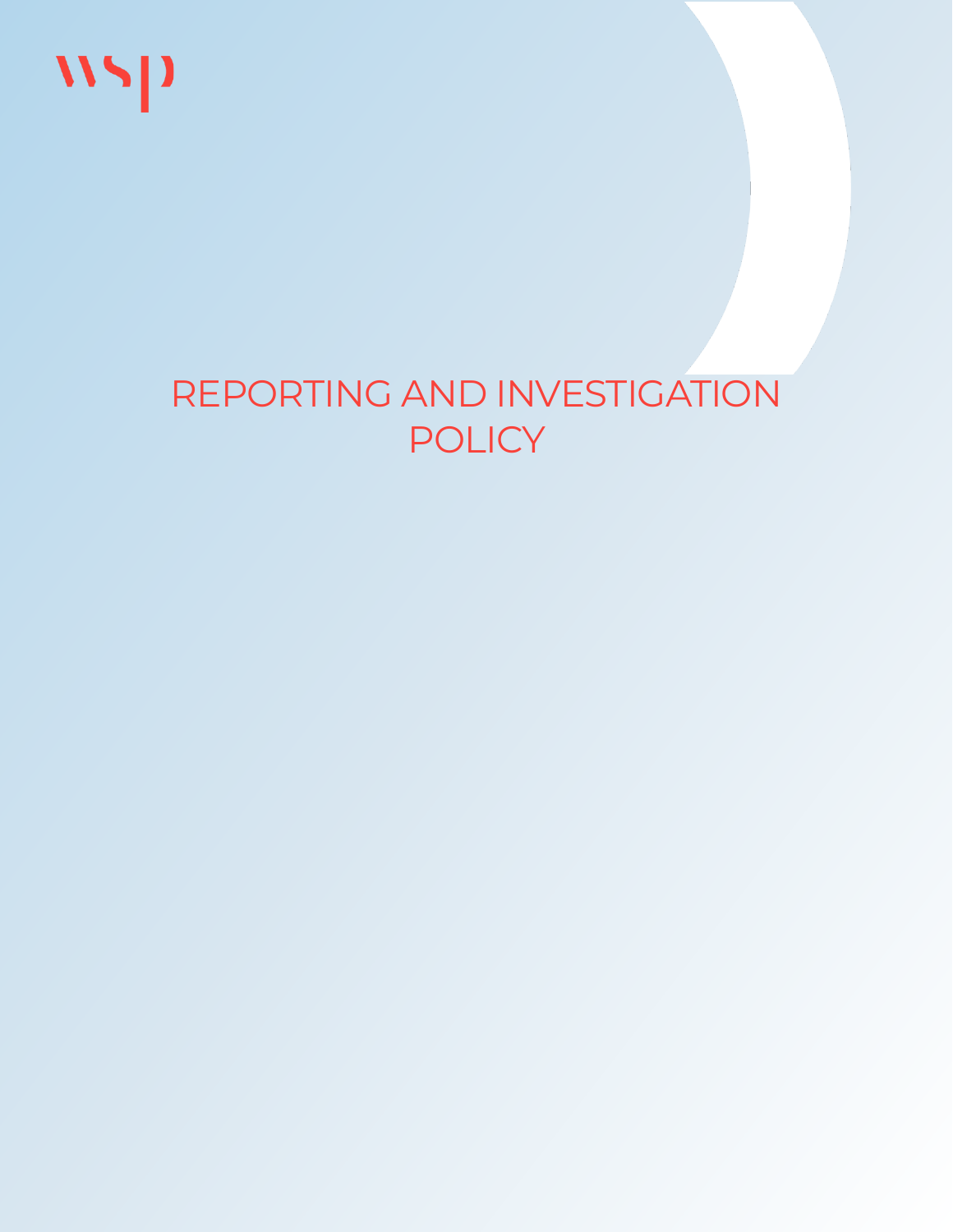wsp

# REPORTING AND INVESTIGATION POLICY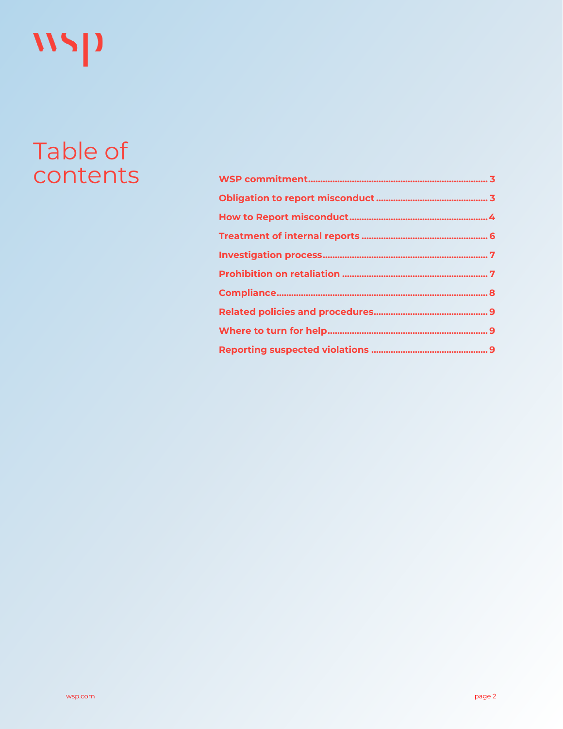# Table of contents

- **WSP commitment** ... 3
- **Obligation to report misconduct** ... 3
- **How to Report misconduct** ... 4
- **Treatment of internal reports** ... 6
- **Investigation process** ... 7
- **Prohibition on retaliation** ... 7
- **Compliance** ... 8
- **Related policies and procedures** ... 9
- **Where to turn for help** ... 9
- **Reporting suspected violations** ... 9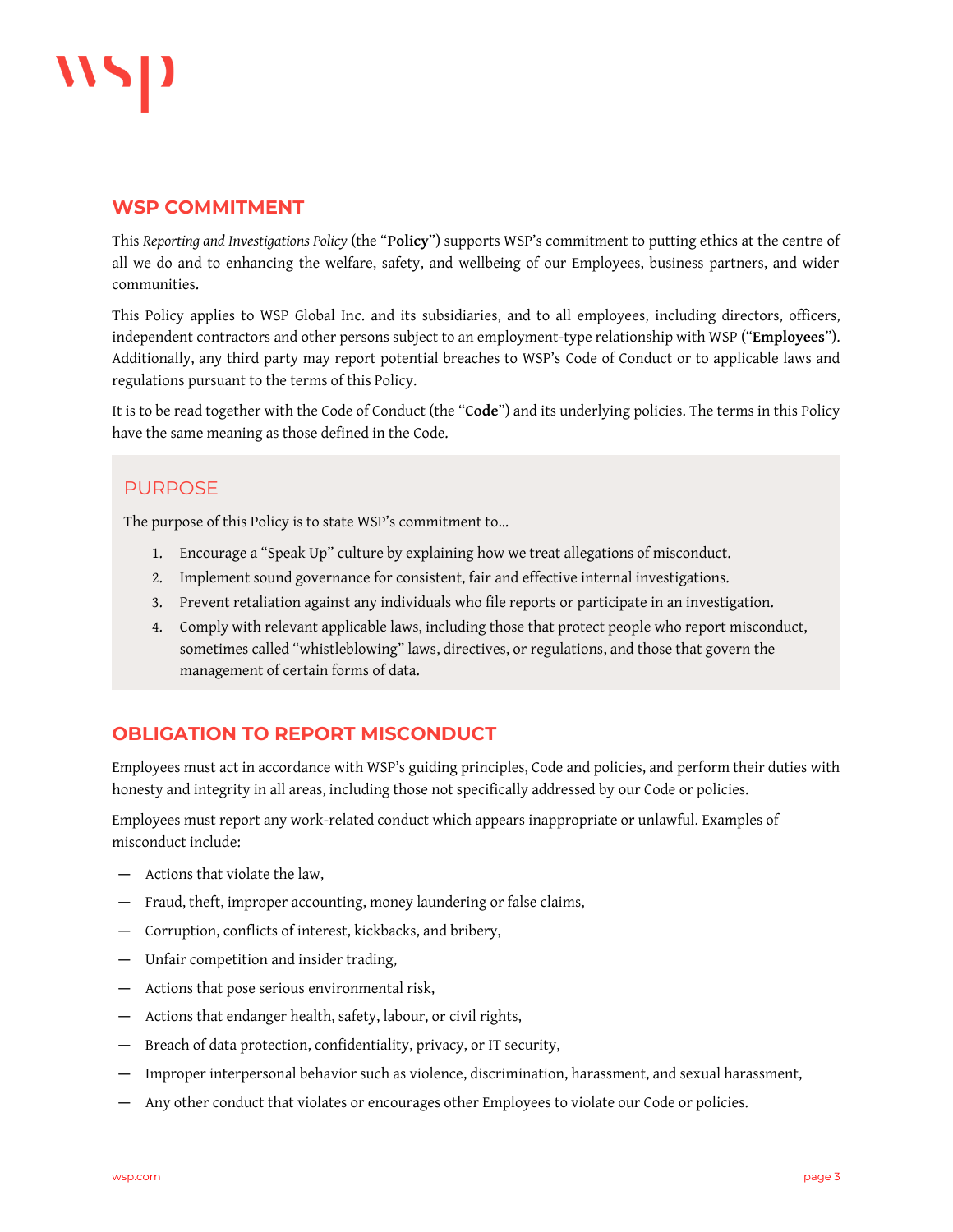## WSP COMMITMENT

This *Reporting and Investigations Policy* (the "**Policy**") supports WSP's commitment to putting ethics at the centre of all we do and to enhancing the welfare, safety, and wellbeing of our Employees, business partners, and wider communities.

This Policy applies to WSP Global Inc. and its subsidiaries, and to all employees, including directors, officers, independent contractors and other persons subject to an employment-type relationship with WSP ("**Employees**"). Additionally, any third party may report potential breaches to WSP's Code of Conduct or to applicable laws and regulations pursuant to the terms of this Policy.

It is to be read together with the Code of Conduct (the "**Code**") and its underlying policies. The terms in this Policy have the same meaning as those defined in the Code.

### PURPOSE

The purpose of this Policy is to state WSP's commitment to…

1. Encourage a "Speak Up" culture by explaining how we treat allegations of misconduct.
2. Implement sound governance for consistent, fair and effective internal investigations.
3. Prevent retaliation against any individuals who file reports or participate in an investigation.
4. Comply with relevant applicable laws, including those that protect people who report misconduct, sometimes called "whistleblowing" laws, directives, or regulations, and those that govern the management of certain forms of data.

## OBLIGATION TO REPORT MISCONDUCT

Employees must act in accordance with WSP's guiding principles, Code and policies, and perform their duties with honesty and integrity in all areas, including those not specifically addressed by our Code or policies.

Employees must report any work-related conduct which appears inappropriate or unlawful. Examples of misconduct include:

- Actions that violate the law,
- Fraud, theft, improper accounting, money laundering or false claims,
- Corruption, conflicts of interest, kickbacks, and bribery,
- Unfair competition and insider trading,
- Actions that pose serious environmental risk,
- Actions that endanger health, safety, labour, or civil rights,
- Breach of data protection, confidentiality, privacy, or IT security,
- Improper interpersonal behavior such as violence, discrimination, harassment, and sexual harassment,
- Any other conduct that violates or encourages other Employees to violate our Code or policies.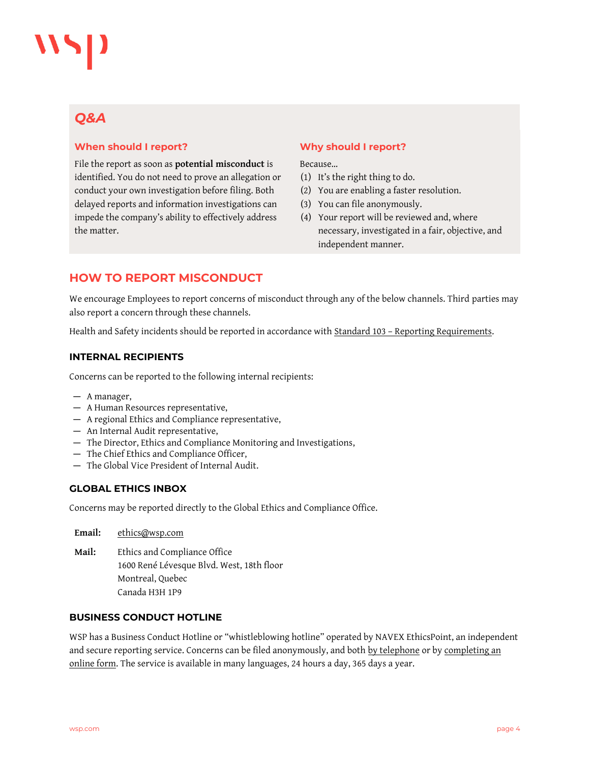## *Q&A*

### When should I report?

File the report as soon as **potential misconduct** is identified. You do not need to prove an allegation or conduct your own investigation before filing. Both delayed reports and information investigations can impede the company's ability to effectively address the matter.

### Why should I report?

Because...

(1) It's the right thing to do.
(2) You are enabling a faster resolution.
(3) You can file anonymously.
(4) Your report will be reviewed and, where necessary, investigated in a fair, objective, and independent manner.

## HOW TO REPORT MISCONDUCT

We encourage Employees to report concerns of misconduct through any of the below channels. Third parties may also report a concern through these channels.

Health and Safety incidents should be reported in accordance with Standard 103 – Reporting Requirements.

### INTERNAL RECIPIENTS

Concerns can be reported to the following internal recipients:

- A manager,
- A Human Resources representative,
- A regional Ethics and Compliance representative,
- An Internal Audit representative,
- The Director, Ethics and Compliance Monitoring and Investigations,
- The Chief Ethics and Compliance Officer,
- The Global Vice President of Internal Audit.

### GLOBAL ETHICS INBOX

Concerns may be reported directly to the Global Ethics and Compliance Office.

**Email:** ethics@wsp.com

**Mail:** Ethics and Compliance Office
1600 René Lévesque Blvd. West, 18th floor
Montreal, Quebec
Canada H3H 1P9

### BUSINESS CONDUCT HOTLINE

WSP has a Business Conduct Hotline or "whistleblowing hotline" operated by NAVEX EthicsPoint, an independent and secure reporting service. Concerns can be filed anonymously, and both by telephone or by completing an online form. The service is available in many languages, 24 hours a day, 365 days a year.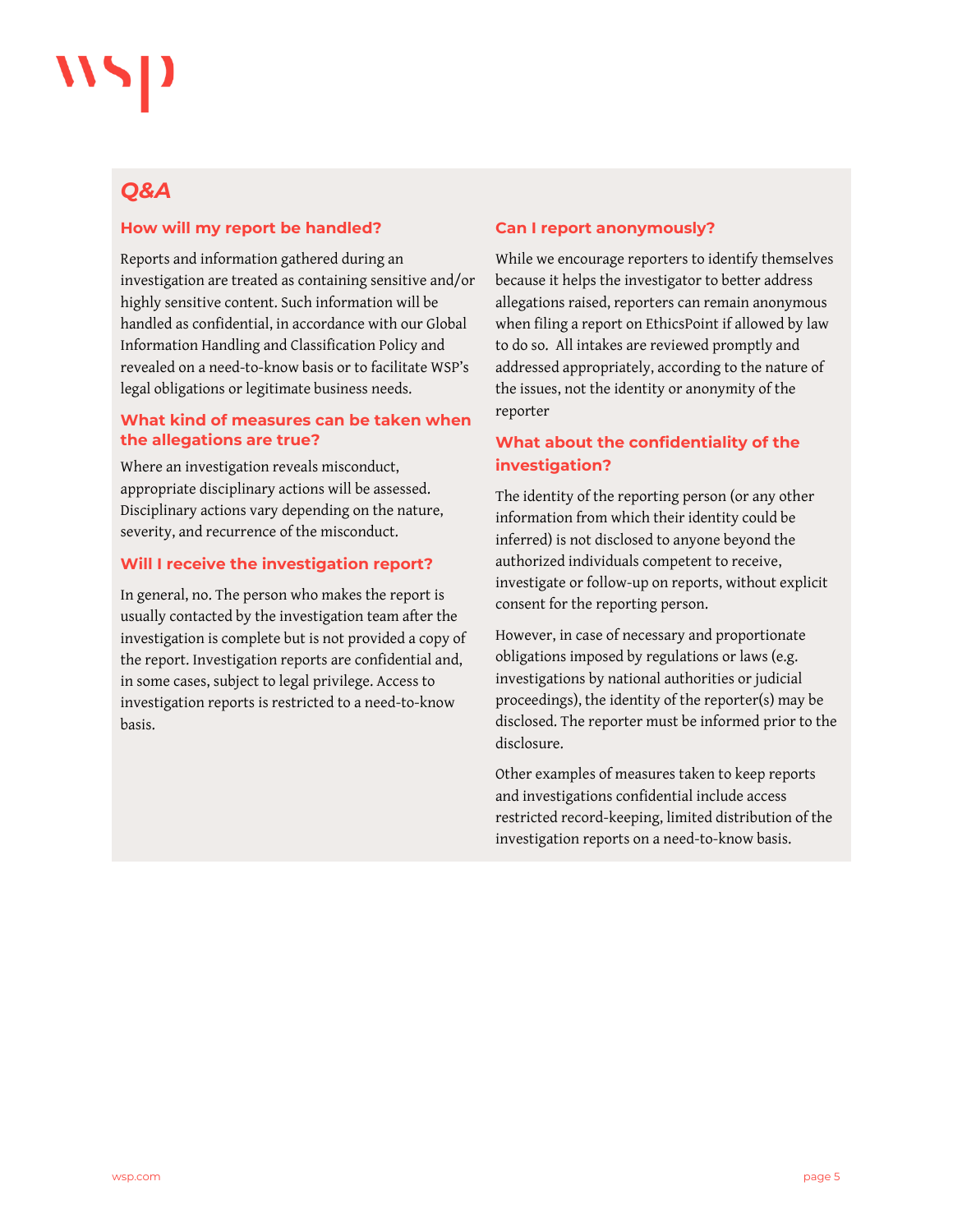## *Q&A*

### How will my report be handled?

Reports and information gathered during an investigation are treated as containing sensitive and/or highly sensitive content. Such information will be handled as confidential, in accordance with our Global Information Handling and Classification Policy and revealed on a need-to-know basis or to facilitate WSP's legal obligations or legitimate business needs.

### What kind of measures can be taken when the allegations are true?

Where an investigation reveals misconduct, appropriate disciplinary actions will be assessed. Disciplinary actions vary depending on the nature, severity, and recurrence of the misconduct.

### Will I receive the investigation report?

In general, no. The person who makes the report is usually contacted by the investigation team after the investigation is complete but is not provided a copy of the report. Investigation reports are confidential and, in some cases, subject to legal privilege. Access to investigation reports is restricted to a need-to-know basis.

### Can I report anonymously?

While we encourage reporters to identify themselves because it helps the investigator to better address allegations raised, reporters can remain anonymous when filing a report on EthicsPoint if allowed by law to do so. All intakes are reviewed promptly and addressed appropriately, according to the nature of the issues, not the identity or anonymity of the reporter

### What about the confidentiality of the investigation?

The identity of the reporting person (or any other information from which their identity could be inferred) is not disclosed to anyone beyond the authorized individuals competent to receive, investigate or follow-up on reports, without explicit consent for the reporting person.

However, in case of necessary and proportionate obligations imposed by regulations or laws (e.g. investigations by national authorities or judicial proceedings), the identity of the reporter(s) may be disclosed. The reporter must be informed prior to the disclosure.

Other examples of measures taken to keep reports and investigations confidential include access restricted record-keeping, limited distribution of the investigation reports on a need-to-know basis.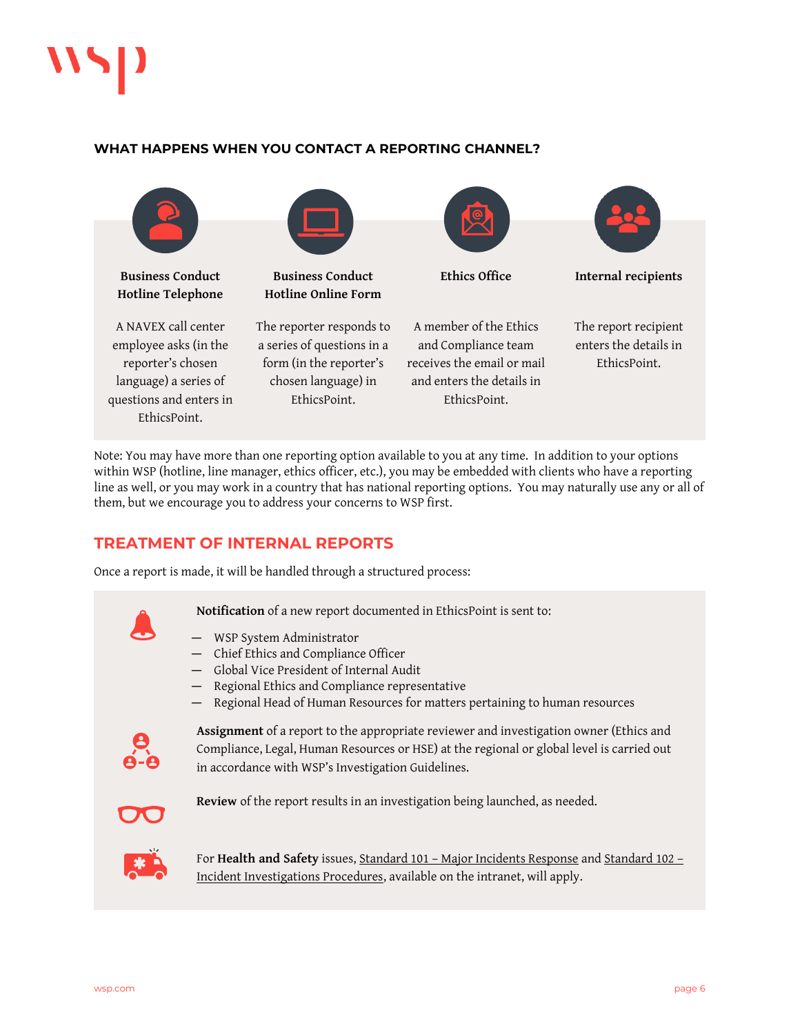### WHAT HAPPENS WHEN YOU CONTACT A REPORTING CHANNEL?

**Business Conduct Hotline Telephone**

A NAVEX call center employee asks (in the reporter's chosen language) a series of questions and enters in EthicsPoint.

**Business Conduct Hotline Online Form**

The reporter responds to a series of questions in a form (in the reporter's chosen language) in EthicsPoint.

**Ethics Office**

A member of the Ethics and Compliance team receives the email or mail and enters the details in EthicsPoint.

**Internal recipients**

The report recipient enters the details in EthicsPoint.

Note: You may have more than one reporting option available to you at any time. In addition to your options within WSP (hotline, line manager, ethics officer, etc.), you may be embedded with clients who have a reporting line as well, or you may work in a country that has national reporting options. You may naturally use any or all of them, but we encourage you to address your concerns to WSP first.

## TREATMENT OF INTERNAL REPORTS

Once a report is made, it will be handled through a structured process:

**Notification** of a new report documented in EthicsPoint is sent to:

- WSP System Administrator
- Chief Ethics and Compliance Officer
- Global Vice President of Internal Audit
- Regional Ethics and Compliance representative
- Regional Head of Human Resources for matters pertaining to human resources

**Assignment** of a report to the appropriate reviewer and investigation owner (Ethics and Compliance, Legal, Human Resources or HSE) at the regional or global level is carried out in accordance with WSP's Investigation Guidelines.

**Review** of the report results in an investigation being launched, as needed.

For **Health and Safety** issues, Standard 101 – Major Incidents Response and Standard 102 – Incident Investigations Procedures, available on the intranet, will apply.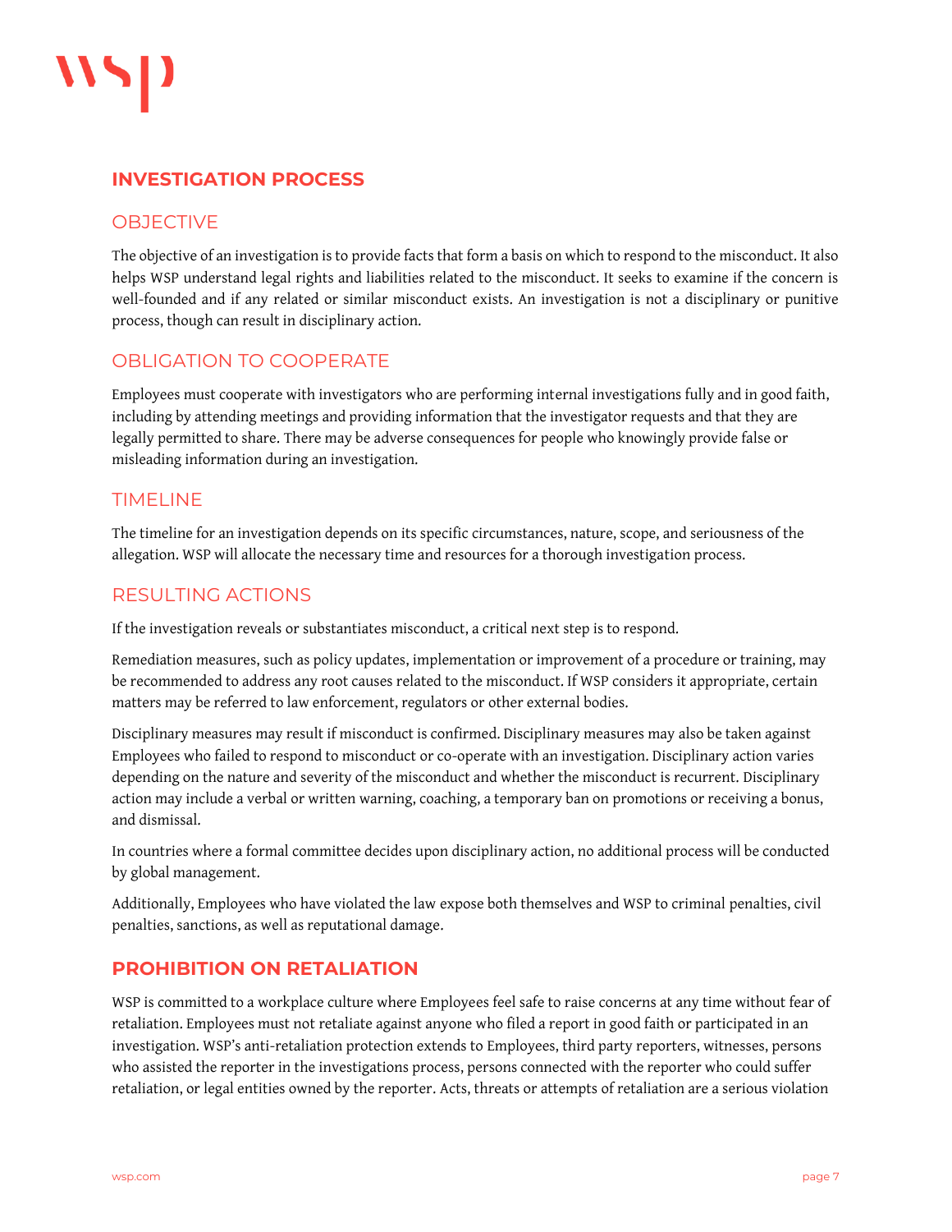## INVESTIGATION PROCESS

### OBJECTIVE

The objective of an investigation is to provide facts that form a basis on which to respond to the misconduct. It also helps WSP understand legal rights and liabilities related to the misconduct. It seeks to examine if the concern is well-founded and if any related or similar misconduct exists. An investigation is not a disciplinary or punitive process, though can result in disciplinary action.

### OBLIGATION TO COOPERATE

Employees must cooperate with investigators who are performing internal investigations fully and in good faith, including by attending meetings and providing information that the investigator requests and that they are legally permitted to share. There may be adverse consequences for people who knowingly provide false or misleading information during an investigation.

### TIMELINE

The timeline for an investigation depends on its specific circumstances, nature, scope, and seriousness of the allegation. WSP will allocate the necessary time and resources for a thorough investigation process.

### RESULTING ACTIONS

If the investigation reveals or substantiates misconduct, a critical next step is to respond.

Remediation measures, such as policy updates, implementation or improvement of a procedure or training, may be recommended to address any root causes related to the misconduct. If WSP considers it appropriate, certain matters may be referred to law enforcement, regulators or other external bodies.

Disciplinary measures may result if misconduct is confirmed. Disciplinary measures may also be taken against Employees who failed to respond to misconduct or co-operate with an investigation. Disciplinary action varies depending on the nature and severity of the misconduct and whether the misconduct is recurrent. Disciplinary action may include a verbal or written warning, coaching, a temporary ban on promotions or receiving a bonus, and dismissal.

In countries where a formal committee decides upon disciplinary action, no additional process will be conducted by global management.

Additionally, Employees who have violated the law expose both themselves and WSP to criminal penalties, civil penalties, sanctions, as well as reputational damage.

## PROHIBITION ON RETALIATION

WSP is committed to a workplace culture where Employees feel safe to raise concerns at any time without fear of retaliation. Employees must not retaliate against anyone who filed a report in good faith or participated in an investigation. WSP's anti-retaliation protection extends to Employees, third party reporters, witnesses, persons who assisted the reporter in the investigations process, persons connected with the reporter who could suffer retaliation, or legal entities owned by the reporter. Acts, threats or attempts of retaliation are a serious violation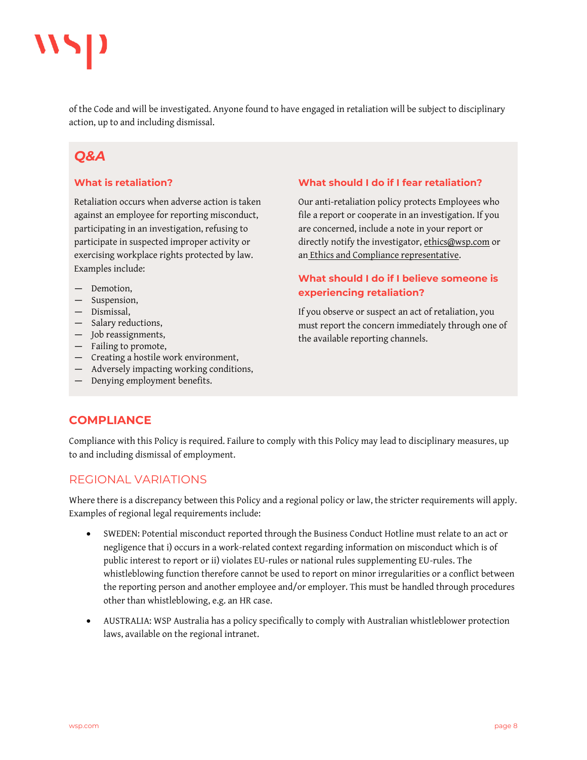of the Code and will be investigated. Anyone found to have engaged in retaliation will be subject to disciplinary action, up to and including dismissal.

## *Q&A*

### What is retaliation?

Retaliation occurs when adverse action is taken against an employee for reporting misconduct, participating in an investigation, refusing to participate in suspected improper activity or exercising workplace rights protected by law. Examples include:

- Demotion,
- Suspension,
- Dismissal,
- Salary reductions,
- Job reassignments,
- Failing to promote,
- Creating a hostile work environment,
- Adversely impacting working conditions,
- Denying employment benefits.

### What should I do if I fear retaliation?

Our anti-retaliation policy protects Employees who file a report or cooperate in an investigation. If you are concerned, include a note in your report or directly notify the investigator, ethics@wsp.com or an Ethics and Compliance representative.

### What should I do if I believe someone is experiencing retaliation?

If you observe or suspect an act of retaliation, you must report the concern immediately through one of the available reporting channels.

## COMPLIANCE

Compliance with this Policy is required. Failure to comply with this Policy may lead to disciplinary measures, up to and including dismissal of employment.

## REGIONAL VARIATIONS

Where there is a discrepancy between this Policy and a regional policy or law, the stricter requirements will apply. Examples of regional legal requirements include:

- SWEDEN: Potential misconduct reported through the Business Conduct Hotline must relate to an act or negligence that i) occurs in a work-related context regarding information on misconduct which is of public interest to report or ii) violates EU-rules or national rules supplementing EU-rules. The whistleblowing function therefore cannot be used to report on minor irregularities or a conflict between the reporting person and another employee and/or employer. This must be handled through procedures other than whistleblowing, e.g. an HR case.
- AUSTRALIA: WSP Australia has a policy specifically to comply with Australian whistleblower protection laws, available on the regional intranet.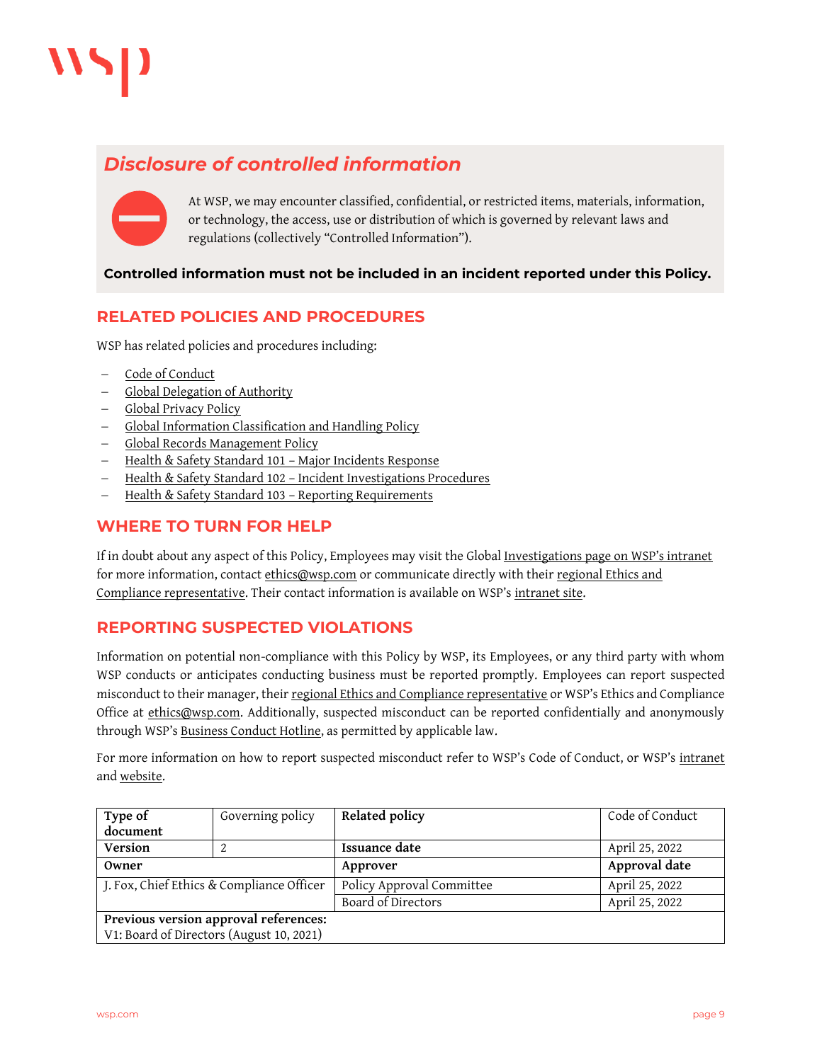## *Disclosure of controlled information*

At WSP, we may encounter classified, confidential, or restricted items, materials, information, or technology, the access, use or distribution of which is governed by relevant laws and regulations (collectively "Controlled Information").

**Controlled information must not be included in an incident reported under this Policy.**

## RELATED POLICIES AND PROCEDURES

WSP has related policies and procedures including:

- Code of Conduct
- Global Delegation of Authority
- Global Privacy Policy
- Global Information Classification and Handling Policy
- Global Records Management Policy
- Health & Safety Standard 101 – Major Incidents Response
- Health & Safety Standard 102 – Incident Investigations Procedures
- Health & Safety Standard 103 – Reporting Requirements

## WHERE TO TURN FOR HELP

If in doubt about any aspect of this Policy, Employees may visit the Global Investigations page on WSP's intranet for more information, contact ethics@wsp.com or communicate directly with their regional Ethics and Compliance representative. Their contact information is available on WSP's intranet site.

## REPORTING SUSPECTED VIOLATIONS

Information on potential non-compliance with this Policy by WSP, its Employees, or any third party with whom WSP conducts or anticipates conducting business must be reported promptly. Employees can report suspected misconduct to their manager, their regional Ethics and Compliance representative or WSP's Ethics and Compliance Office at ethics@wsp.com. Additionally, suspected misconduct can be reported confidentially and anonymously through WSP's Business Conduct Hotline, as permitted by applicable law.

For more information on how to report suspected misconduct refer to WSP's Code of Conduct, or WSP's intranet and website.

| | | | |
|---|---|---|---|
| **Type of document** | Governing policy | **Related policy** | Code of Conduct |
| **Version** | 2 | **Issuance date** | April 25, 2022 |
| **Owner** | | **Approver** | **Approval date** |
| J. Fox, Chief Ethics & Compliance Officer | | Policy Approval Committee | April 25, 2022 |
| | | Board of Directors | April 25, 2022 |
| **Previous version approval references:** V1: Board of Directors (August 10, 2021) | | | |